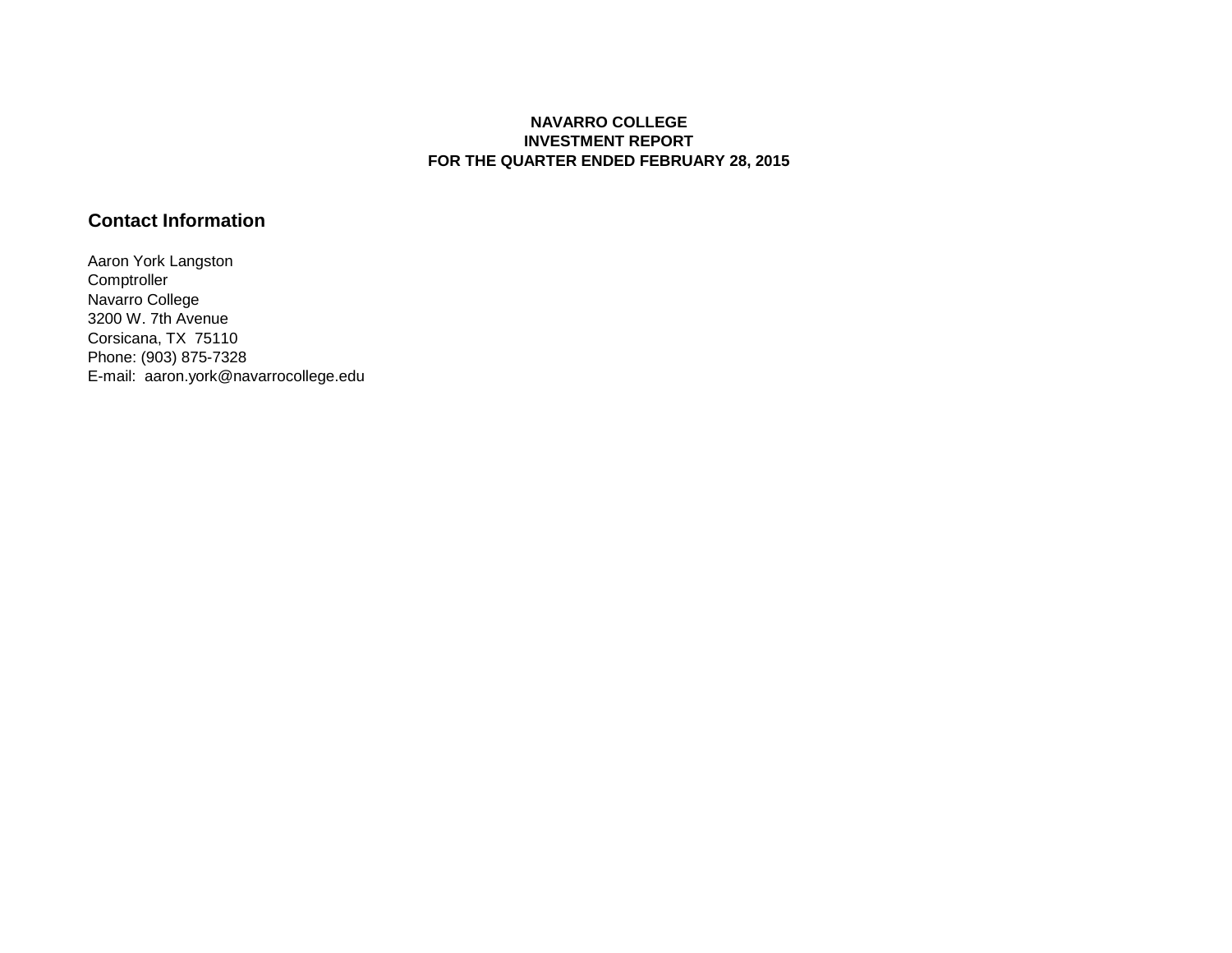# NAVARRO COLLEGE
# INVESTMENT REPORT
# FOR THE QUARTER ENDED FEBRUARY 28, 2015

## Contact Information

Aaron York Langston
Comptroller
Navarro College
3200 W. 7th Avenue
Corsicana, TX 75110
Phone: (903) 875-7328
E-mail: aaron.york@navarrocollege.edu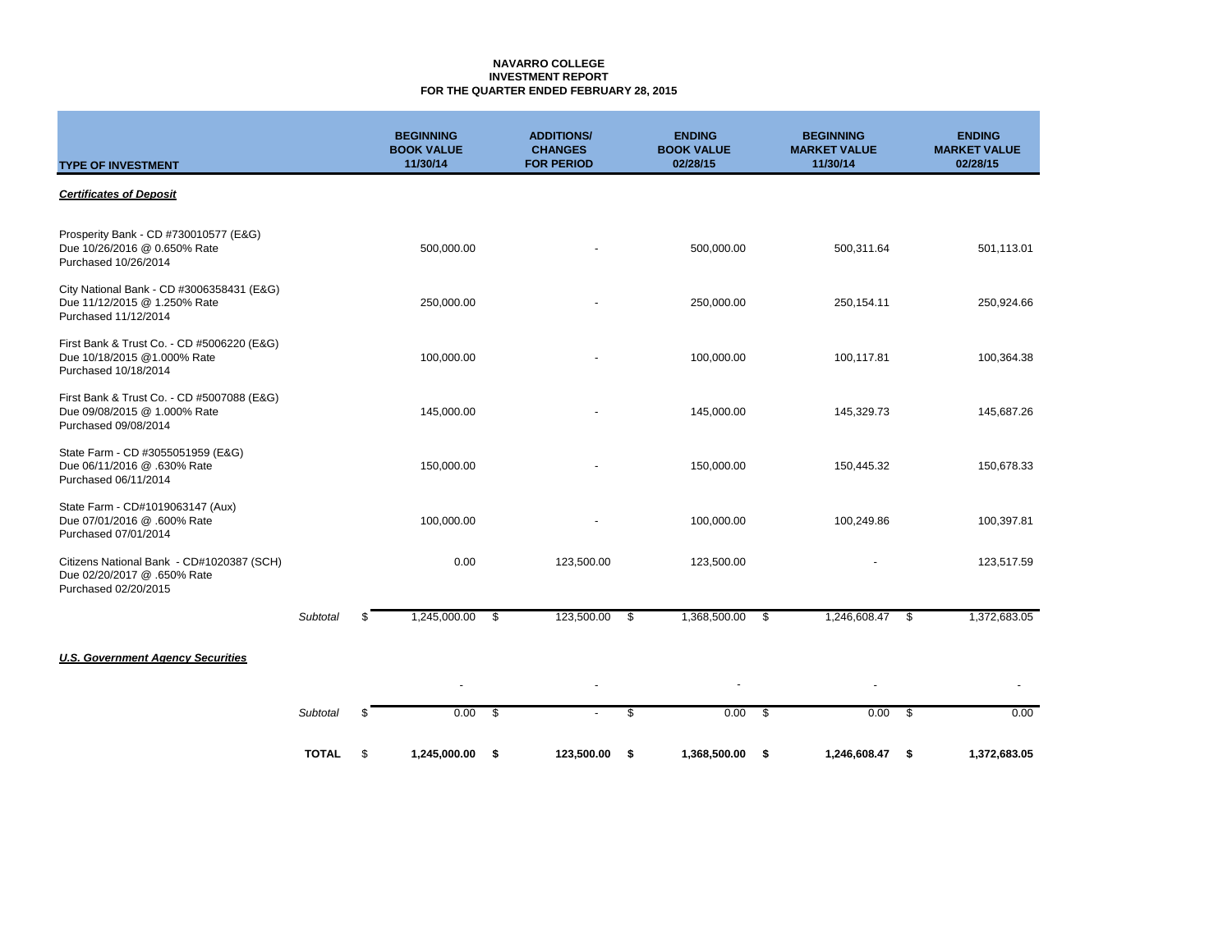**NAVARRO COLLEGE**
**INVESTMENT REPORT**
**FOR THE QUARTER ENDED FEBRUARY 28, 2015**

| TYPE OF INVESTMENT | | BEGINNING BOOK VALUE 11/30/14 | ADDITIONS/ CHANGES FOR PERIOD | ENDING BOOK VALUE 02/28/15 | BEGINNING MARKET VALUE 11/30/14 | ENDING MARKET VALUE 02/28/15 |
|---|---|---|---|---|---|---|
| ***Certificates of Deposit*** | | | | | | |
| Prosperity Bank - CD #730010577 (E&G) Due 10/26/2016 @ 0.650% Rate Purchased 10/26/2014 | | 500,000.00 | - | 500,000.00 | 500,311.64 | 501,113.01 |
| City National Bank - CD #3006358431 (E&G) Due 11/12/2015 @ 1.250% Rate Purchased 11/12/2014 | | 250,000.00 | - | 250,000.00 | 250,154.11 | 250,924.66 |
| First Bank & Trust Co. - CD #5006220 (E&G) Due 10/18/2015 @1.000% Rate Purchased 10/18/2014 | | 100,000.00 | - | 100,000.00 | 100,117.81 | 100,364.38 |
| First Bank & Trust Co. - CD #5007088 (E&G) Due 09/08/2015 @ 1.000% Rate Purchased 09/08/2014 | | 145,000.00 | - | 145,000.00 | 145,329.73 | 145,687.26 |
| State Farm - CD #3055051959 (E&G) Due 06/11/2016 @ .630% Rate Purchased 06/11/2014 | | 150,000.00 | - | 150,000.00 | 150,445.32 | 150,678.33 |
| State Farm - CD#1019063147 (Aux) Due 07/01/2016 @ .600% Rate Purchased 07/01/2014 | | 100,000.00 | - | 100,000.00 | 100,249.86 | 100,397.81 |
| Citizens National Bank - CD#1020387 (SCH) Due 02/20/2017 @ .650% Rate Purchased 02/20/2015 | | 0.00 | 123,500.00 | 123,500.00 | - | 123,517.59 |
| | *Subtotal* | $ 1,245,000.00 | $ 123,500.00 | $ 1,368,500.00 | $ 1,246,608.47 | $ 1,372,683.05 |
| ***U.S. Government Agency Securities*** | | | | | | |
| | | - | - | - | - | - |
| | *Subtotal* | $ 0.00 | $ - | $ 0.00 | $ 0.00 | $ 0.00 |
| | **TOTAL** | $ **1,245,000.00** | **$ 123,500.00** | **$ 1,368,500.00** | **$ 1,246,608.47** | **$ 1,372,683.05** |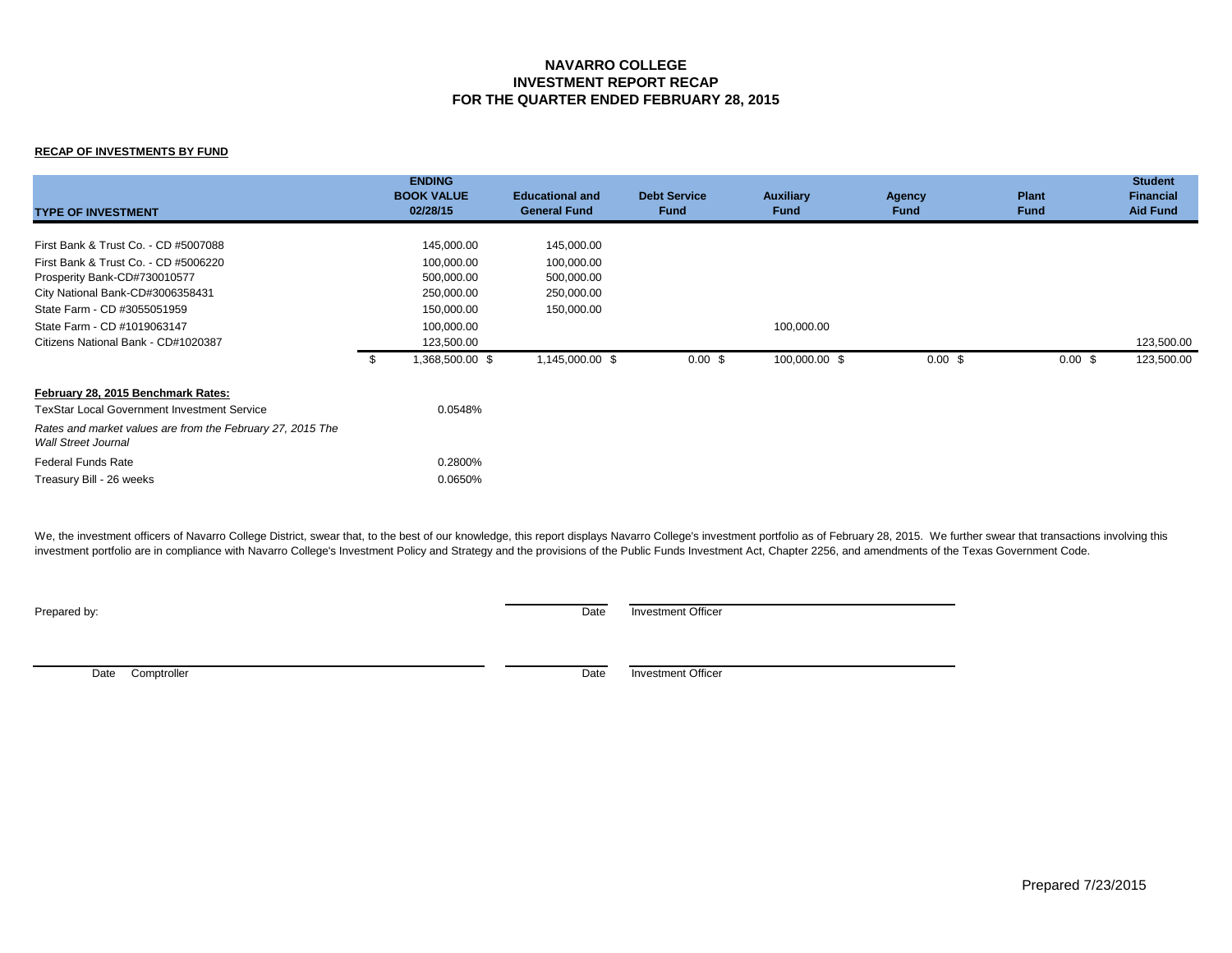# NAVARRO COLLEGE
## INVESTMENT REPORT RECAP
## FOR THE QUARTER ENDED FEBRUARY 28, 2015

**RECAP OF INVESTMENTS BY FUND**

| TYPE OF INVESTMENT | ENDING BOOK VALUE 02/28/15 | Educational and General Fund | Debt Service Fund | Auxiliary Fund | Agency Fund | Plant Fund | Student Financial Aid Fund |
|---|---|---|---|---|---|---|---|
| First Bank & Trust Co. - CD #5007088 | 145,000.00 | 145,000.00 | | | | | |
| First Bank & Trust Co. - CD #5006220 | 100,000.00 | 100,000.00 | | | | | |
| Prosperity Bank-CD#730010577 | 500,000.00 | 500,000.00 | | | | | |
| City National Bank-CD#3006358431 | 250,000.00 | 250,000.00 | | | | | |
| State Farm - CD #3055051959 | 150,000.00 | 150,000.00 | | | | | |
| State Farm - CD #1019063147 | 100,000.00 | | | 100,000.00 | | | |
| Citizens National Bank - CD#1020387 | 123,500.00 | | | | | | 123,500.00 |
| | $ 1,368,500.00 | $ 1,145,000.00 | $ 0.00 | $ 100,000.00 | $ 0.00 | $ 0.00 | $ 123,500.00 |

**February 28, 2015 Benchmark Rates:**

| | |
|---|---|
| TexStar Local Government Investment Service | 0.0548% |
| *Rates and market values are from the February 27, 2015 The Wall Street Journal* | |
| Federal Funds Rate | 0.2800% |
| Treasury Bill - 26 weeks | 0.0650% |

We, the investment officers of Navarro College District, swear that, to the best of our knowledge, this report displays Navarro College's investment portfolio as of February 28, 2015. We further swear that transactions involving this investment portfolio are in compliance with Navarro College's Investment Policy and Strategy and the provisions of the Public Funds Investment Act, Chapter 2256, and amendments of the Texas Government Code.

Prepared by: _______________ Date _______________ Investment Officer

_______________ Date Comptroller _______________ Date _______________ Investment Officer

Prepared 7/23/2015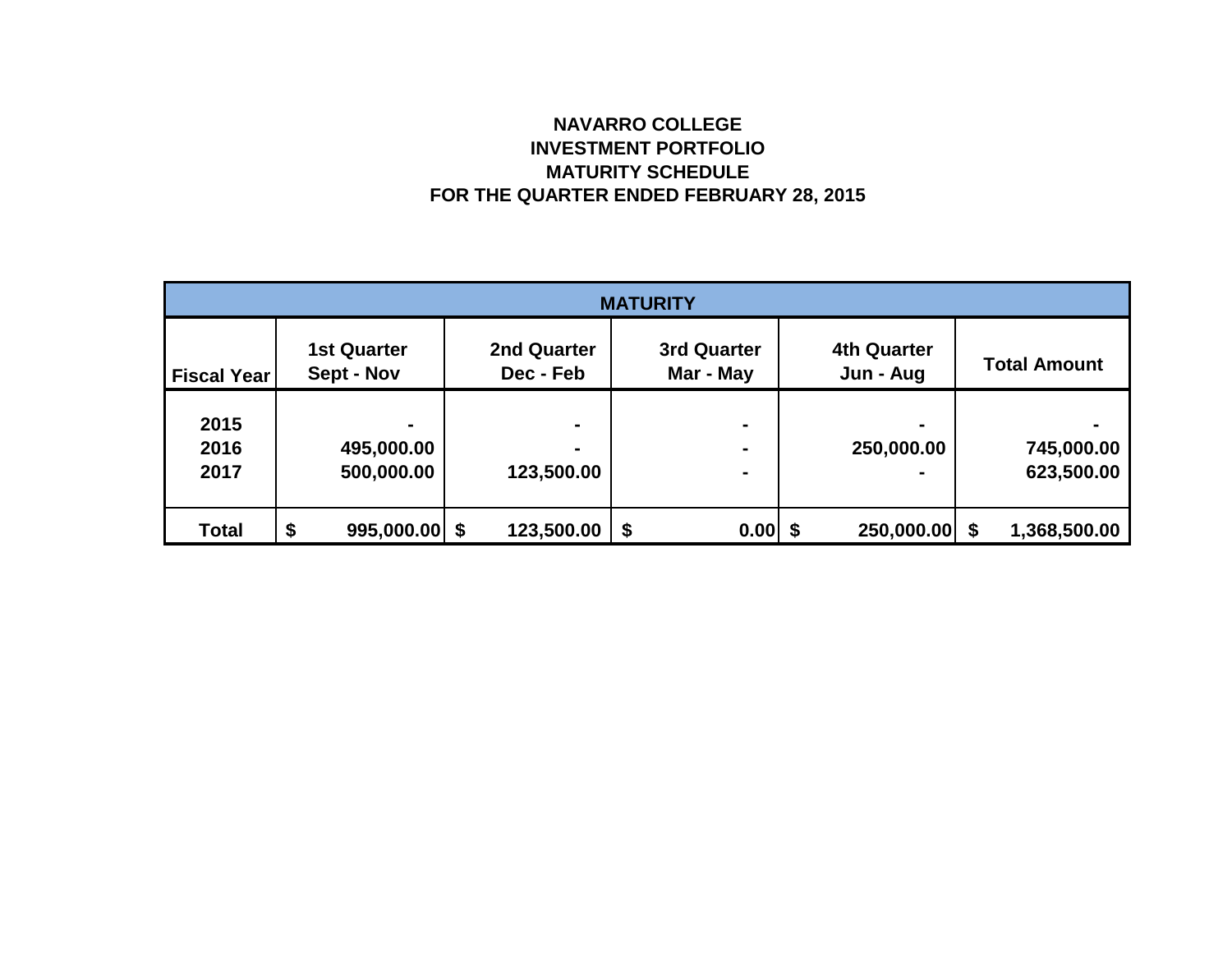# NAVARRO COLLEGE
## INVESTMENT PORTFOLIO
## MATURITY SCHEDULE
## FOR THE QUARTER ENDED FEBRUARY 28, 2015

| MATURITY | | | | | |
|---|---|---|---|---|---|
| Fiscal Year | 1st Quarter Sept - Nov | 2nd Quarter Dec - Feb | 3rd Quarter Mar - May | 4th Quarter Jun - Aug | Total Amount |
| 2015 | - | - | - | - | - |
| 2016 | 495,000.00 | - | - | 250,000.00 | 745,000.00 |
| 2017 | 500,000.00 | 123,500.00 | - | - | 623,500.00 |
| **Total** | $ 995,000.00 | $ 123,500.00 | $ 0.00 | $ 250,000.00 | $ 1,368,500.00 |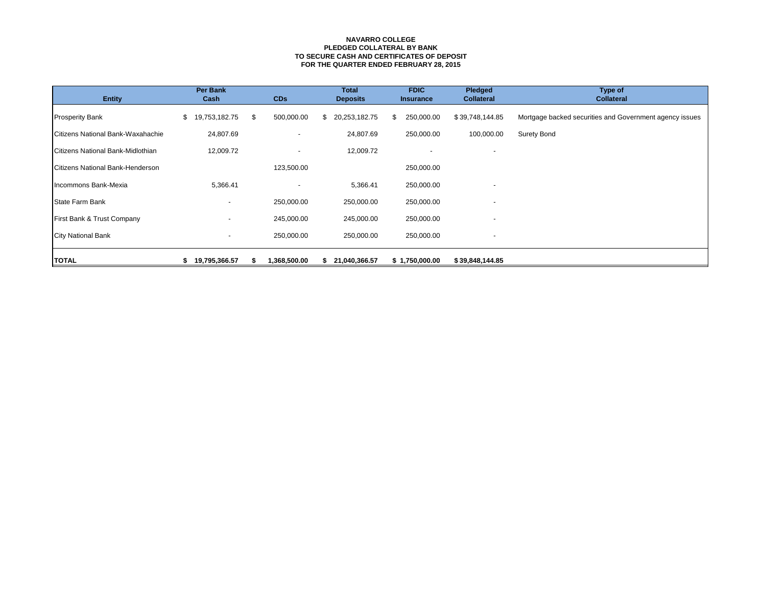**NAVARRO COLLEGE**
**PLEDGED COLLATERAL BY BANK**
**TO SECURE CASH AND CERTIFICATES OF DEPOSIT**
**FOR THE QUARTER ENDED FEBRUARY 28, 2015**

| Entity | Per Bank Cash | CDs | Total Deposits | FDIC Insurance | Pledged Collateral | Type of Collateral |
|---|---|---|---|---|---|---|
| Prosperity Bank | $ 19,753,182.75 | $ 500,000.00 | $ 20,253,182.75 | $ 250,000.00 | $ 39,748,144.85 | Mortgage backed securities and Government agency issues |
| Citizens National Bank-Waxahachie | 24,807.69 | - | 24,807.69 | 250,000.00 | 100,000.00 | Surety Bond |
| Citizens National Bank-Midlothian | 12,009.72 | - | 12,009.72 | - | - | |
| Citizens National Bank-Henderson | | 123,500.00 | | 250,000.00 | | |
| Incommons Bank-Mexia | 5,366.41 | - | 5,366.41 | 250,000.00 | - | |
| State Farm Bank | - | 250,000.00 | 250,000.00 | 250,000.00 | - | |
| First Bank & Trust Company | - | 245,000.00 | 245,000.00 | 250,000.00 | - | |
| City National Bank | - | 250,000.00 | 250,000.00 | 250,000.00 | - | |
| **TOTAL** | **$ 19,795,366.57** | **$ 1,368,500.00** | **$ 21,040,366.57** | **$ 1,750,000.00** | **$ 39,848,144.85** | |